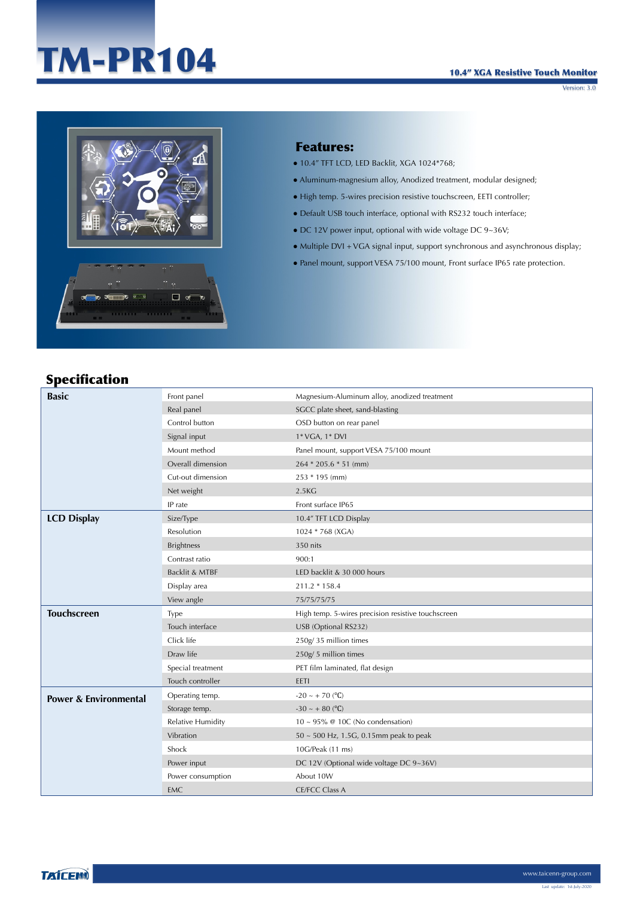# TM-PR104

**10.4" XGA Resistive Touch Monitor**

Version: 3.0

## Features:

- 10.4" TFT LCD, LED Backlit, XGA 1024*768;
- Aluminum-magnesium alloy, Anodized treatment, modular designed;
- High temp. 5-wires precision resistive touchscreen, EETI controller;
- Default USB touch interface, optional with RS232 touch interface;
- DC 12V power input, optional with wide voltage DC 9~36V;
- Multiple DVI + VGA signal input, support synchronous and asynchronous display;
- Panel mount, support VESA 75/100 mount, Front surface IP65 rate protection.

## Specification

| | | |
|---|---|---|
| **Basic** | Front panel | Magnesium-Aluminum alloy, anodized treatment |
| | Real panel | SGCC plate sheet, sand-blasting |
| | Control button | OSD button on rear panel |
| | Signal input | 1* VGA, 1* DVI |
| | Mount method | Panel mount, support VESA 75/100 mount |
| | Overall dimension | 264 * 205.6 * 51 (mm) |
| | Cut-out dimension | 253 * 195 (mm) |
| | Net weight | 2.5KG |
| | IP rate | Front surface IP65 |
| **LCD Display** | Size/Type | 10.4" TFT LCD Display |
| | Resolution | 1024 * 768 (XGA) |
| | Brightness | 350 nits |
| | Contrast ratio | 900:1 |
| | Backlit & MTBF | LED backlit & 30 000 hours |
| | Display area | 211.2 * 158.4 |
| | View angle | 75/75/75/75 |
| **Touchscreen** | Type | High temp. 5-wires precision resistive touchscreen |
| | Touch interface | USB (Optional RS232) |
| | Click life | 250g/ 35 million times |
| | Draw life | 250g/ 5 million times |
| | Special treatment | PET film laminated, flat design |
| | Touch controller | EETI |
| **Power & Environmental** | Operating temp. | -20 ~ + 70 (℃) |
| | Storage temp. | -30 ~ + 80 (℃) |
| | Relative Humidity | 10 ~ 95% @ 10C (No condensation) |
| | Vibration | 50 ~ 500 Hz, 1.5G, 0.15mm peak to peak |
| | Shock | 10G/Peak (11 ms) |
| | Power input | DC 12V (Optional wide voltage DC 9~36V) |
| | Power consumption | About 10W |
| | EMC | CE/FCC Class A |

TAICENN

www.taicenn-group.com

Last update: 1st-July-2020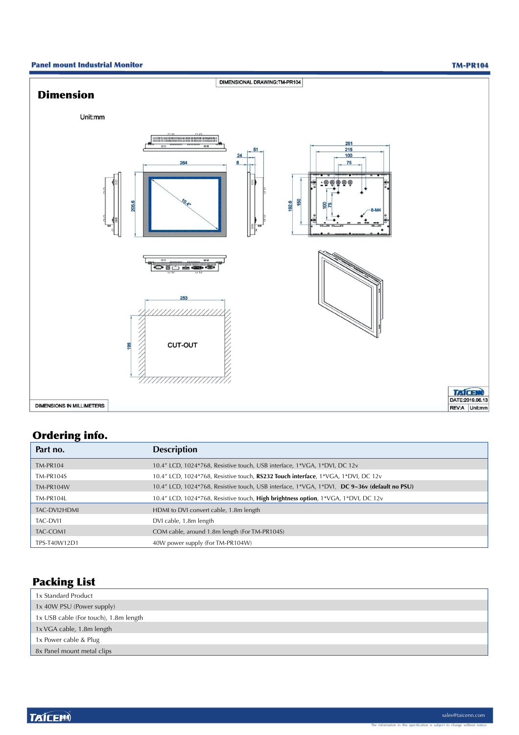## Dimension

Unit:mm

DIMENSIONAL DRAWING:TM-PR104

264

205.6

10.4"

24

8

51

251

215

100

75

192.6

150

100

75

8-M4

253

195

CUT-OUT

DIMENSIONS IN MILLIMETERS

DATE:2019.06.13

REV:A Unit:mm

## Ordering info.

| Part no. | Description |
|---|---|
| TM-PR104 | 10.4" LCD, 1024*768, Resistive touch, USB interface, 1*VGA, 1*DVI, DC 12v |
| TM-PR104S | 10.4" LCD, 1024*768, Resistive touch, **RS232 Touch interface**, 1*VGA, 1*DVI, DC 12v |
| TM-PR104W | 10.4" LCD, 1024*768, Resistive touch, USB interface, 1*VGA, 1*DVI, **DC 9~36v (default no PSU)** |
| TM-PR104L | 10.4" LCD, 1024*768, Resistive touch, **High brightness option**, 1*VGA, 1*DVI, DC 12v |
| TAC-DVI2HDMI | HDMI to DVI convert cable, 1.8m length |
| TAC-DVI1 | DVI cable, 1.8m length |
| TAC-COM1 | COM cable, around 1.8m length (For TM-PR104S) |
| TPS-T40W12D1 | 40W power supply (For TM-PR104W) |

## Packing List

- 1x Standard Product
- 1x 40W PSU (Power supply)
- 1x USB cable (For touch), 1.8m length
- 1x VGA cable, 1.8m length
- 1x Power cable & Plug
- 8x Panel mount metal clips

sales@taicenn.com

The information in this specification is subject to change without notice.